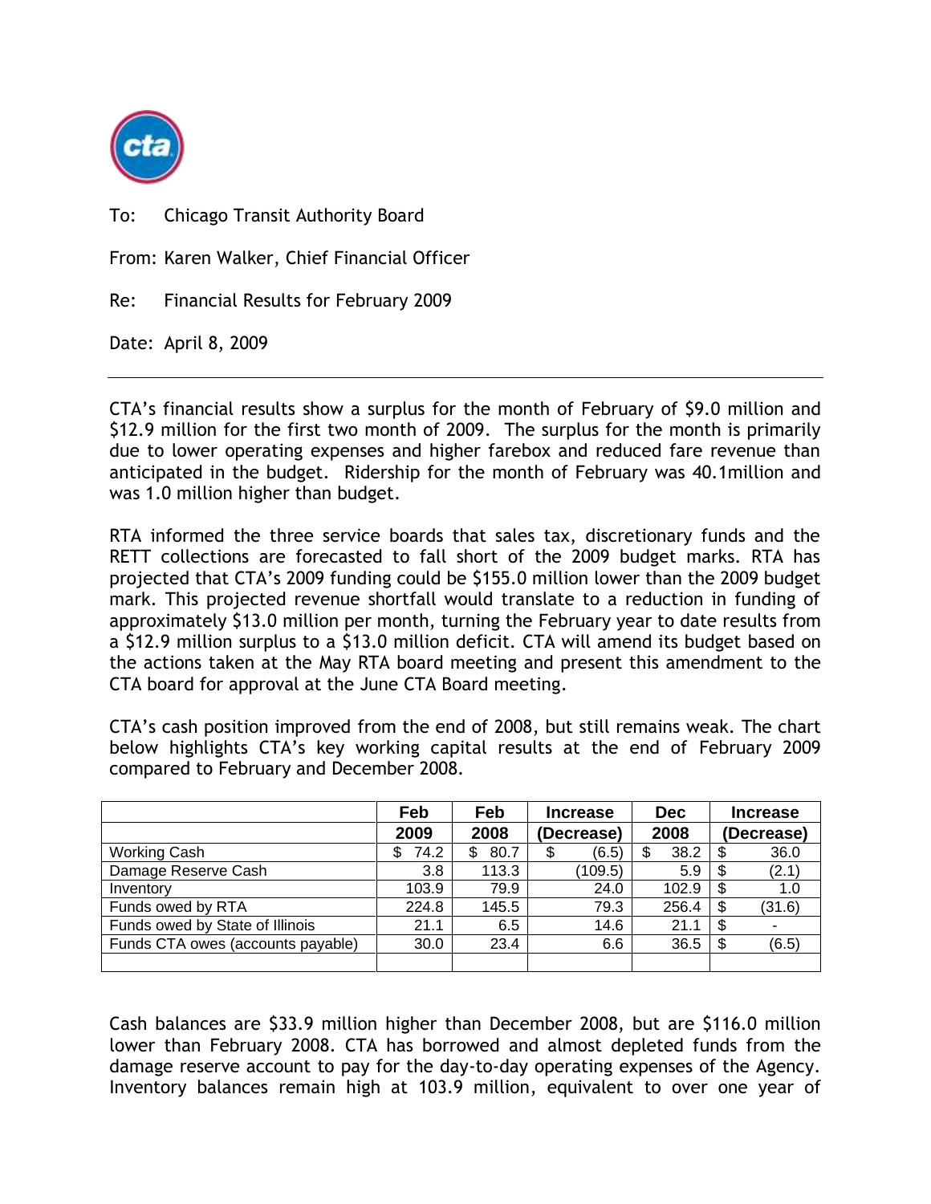To: Chicago Transit Authority Board

From: Karen Walker, Chief Financial Officer

Re: Financial Results for February 2009

Date: April 8, 2009

---

CTA's financial results show a surplus for the month of February of $9.0 million and $12.9 million for the first two month of 2009. The surplus for the month is primarily due to lower operating expenses and higher farebox and reduced fare revenue than anticipated in the budget. Ridership for the month of February was 40.1million and was 1.0 million higher than budget.

RTA informed the three service boards that sales tax, discretionary funds and the RETT collections are forecasted to fall short of the 2009 budget marks. RTA has projected that CTA's 2009 funding could be $155.0 million lower than the 2009 budget mark. This projected revenue shortfall would translate to a reduction in funding of approximately $13.0 million per month, turning the February year to date results from a $12.9 million surplus to a $13.0 million deficit. CTA will amend its budget based on the actions taken at the May RTA board meeting and present this amendment to the CTA board for approval at the June CTA Board meeting.

CTA's cash position improved from the end of 2008, but still remains weak. The chart below highlights CTA's key working capital results at the end of February 2009 compared to February and December 2008.

| | Feb 2009 | Feb 2008 | Increase (Decrease) | Dec 2008 | Increase (Decrease) |
|---|---|---|---|---|---|
| Working Cash | $ 74.2 | $ 80.7 | $ (6.5) | $ 38.2 | $ 36.0 |
| Damage Reserve Cash | 3.8 | 113.3 | (109.5) | 5.9 | $ (2.1) |
| Inventory | 103.9 | 79.9 | 24.0 | 102.9 | $ 1.0 |
| Funds owed by RTA | 224.8 | 145.5 | 79.3 | 256.4 | $ (31.6) |
| Funds owed by State of Illinois | 21.1 | 6.5 | 14.6 | 21.1 | $ - |
| Funds CTA owes (accounts payable) | 30.0 | 23.4 | 6.6 | 36.5 | $ (6.5) |
| | | | | | |

Cash balances are $33.9 million higher than December 2008, but are $116.0 million lower than February 2008. CTA has borrowed and almost depleted funds from the damage reserve account to pay for the day-to-day operating expenses of the Agency. Inventory balances remain high at 103.9 million, equivalent to over one year of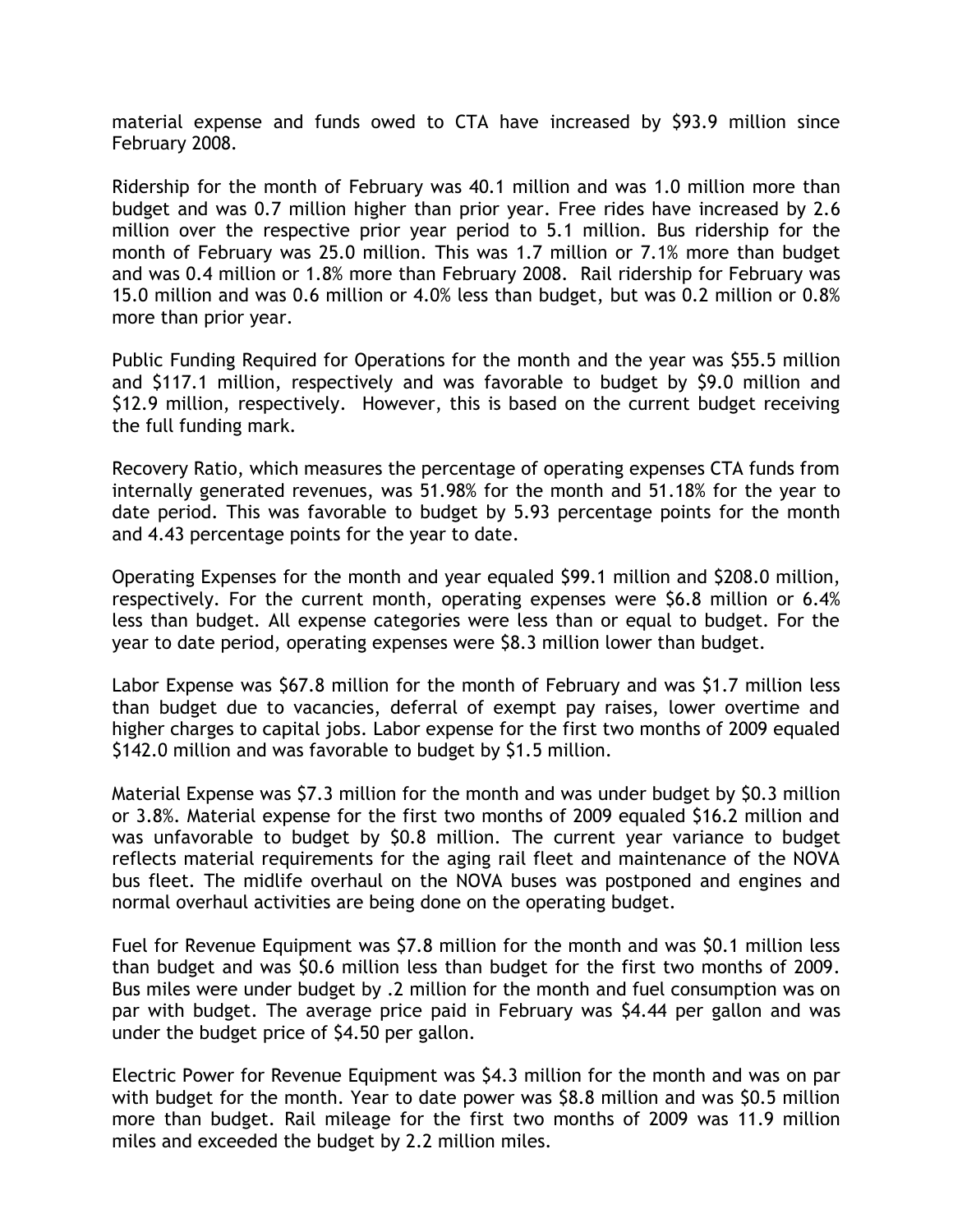material expense and funds owed to CTA have increased by $93.9 million since February 2008.

Ridership for the month of February was 40.1 million and was 1.0 million more than budget and was 0.7 million higher than prior year. Free rides have increased by 2.6 million over the respective prior year period to 5.1 million. Bus ridership for the month of February was 25.0 million. This was 1.7 million or 7.1% more than budget and was 0.4 million or 1.8% more than February 2008. Rail ridership for February was 15.0 million and was 0.6 million or 4.0% less than budget, but was 0.2 million or 0.8% more than prior year.

Public Funding Required for Operations for the month and the year was $55.5 million and $117.1 million, respectively and was favorable to budget by $9.0 million and $12.9 million, respectively. However, this is based on the current budget receiving the full funding mark.

Recovery Ratio, which measures the percentage of operating expenses CTA funds from internally generated revenues, was 51.98% for the month and 51.18% for the year to date period. This was favorable to budget by 5.93 percentage points for the month and 4.43 percentage points for the year to date.

Operating Expenses for the month and year equaled $99.1 million and $208.0 million, respectively. For the current month, operating expenses were $6.8 million or 6.4% less than budget. All expense categories were less than or equal to budget. For the year to date period, operating expenses were $8.3 million lower than budget.

Labor Expense was $67.8 million for the month of February and was $1.7 million less than budget due to vacancies, deferral of exempt pay raises, lower overtime and higher charges to capital jobs. Labor expense for the first two months of 2009 equaled $142.0 million and was favorable to budget by $1.5 million.

Material Expense was $7.3 million for the month and was under budget by $0.3 million or 3.8%. Material expense for the first two months of 2009 equaled $16.2 million and was unfavorable to budget by $0.8 million. The current year variance to budget reflects material requirements for the aging rail fleet and maintenance of the NOVA bus fleet. The midlife overhaul on the NOVA buses was postponed and engines and normal overhaul activities are being done on the operating budget.

Fuel for Revenue Equipment was $7.8 million for the month and was $0.1 million less than budget and was $0.6 million less than budget for the first two months of 2009. Bus miles were under budget by .2 million for the month and fuel consumption was on par with budget. The average price paid in February was $4.44 per gallon and was under the budget price of $4.50 per gallon.

Electric Power for Revenue Equipment was $4.3 million for the month and was on par with budget for the month. Year to date power was $8.8 million and was $0.5 million more than budget. Rail mileage for the first two months of 2009 was 11.9 million miles and exceeded the budget by 2.2 million miles.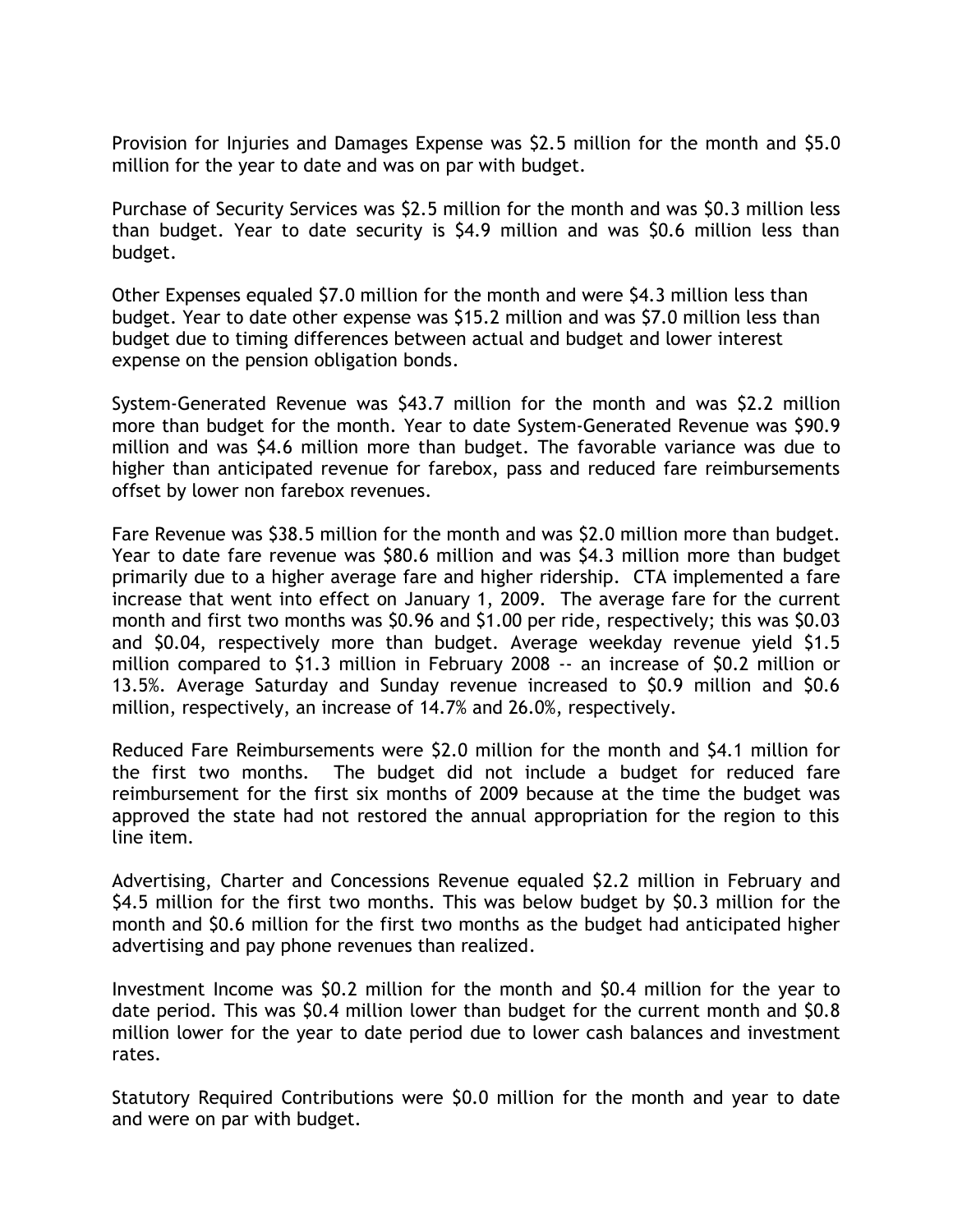Provision for Injuries and Damages Expense was $2.5 million for the month and $5.0 million for the year to date and was on par with budget.

Purchase of Security Services was $2.5 million for the month and was $0.3 million less than budget. Year to date security is $4.9 million and was $0.6 million less than budget.

Other Expenses equaled $7.0 million for the month and were $4.3 million less than budget. Year to date other expense was $15.2 million and was $7.0 million less than budget due to timing differences between actual and budget and lower interest expense on the pension obligation bonds.

System-Generated Revenue was $43.7 million for the month and was $2.2 million more than budget for the month. Year to date System-Generated Revenue was $90.9 million and was $4.6 million more than budget. The favorable variance was due to higher than anticipated revenue for farebox, pass and reduced fare reimbursements offset by lower non farebox revenues.

Fare Revenue was $38.5 million for the month and was $2.0 million more than budget. Year to date fare revenue was $80.6 million and was $4.3 million more than budget primarily due to a higher average fare and higher ridership. CTA implemented a fare increase that went into effect on January 1, 2009. The average fare for the current month and first two months was $0.96 and $1.00 per ride, respectively; this was $0.03 and $0.04, respectively more than budget. Average weekday revenue yield $1.5 million compared to $1.3 million in February 2008 -- an increase of $0.2 million or 13.5%. Average Saturday and Sunday revenue increased to $0.9 million and $0.6 million, respectively, an increase of 14.7% and 26.0%, respectively.

Reduced Fare Reimbursements were $2.0 million for the month and $4.1 million for the first two months. The budget did not include a budget for reduced fare reimbursement for the first six months of 2009 because at the time the budget was approved the state had not restored the annual appropriation for the region to this line item.

Advertising, Charter and Concessions Revenue equaled $2.2 million in February and $4.5 million for the first two months. This was below budget by $0.3 million for the month and $0.6 million for the first two months as the budget had anticipated higher advertising and pay phone revenues than realized.

Investment Income was $0.2 million for the month and $0.4 million for the year to date period. This was $0.4 million lower than budget for the current month and $0.8 million lower for the year to date period due to lower cash balances and investment rates.

Statutory Required Contributions were $0.0 million for the month and year to date and were on par with budget.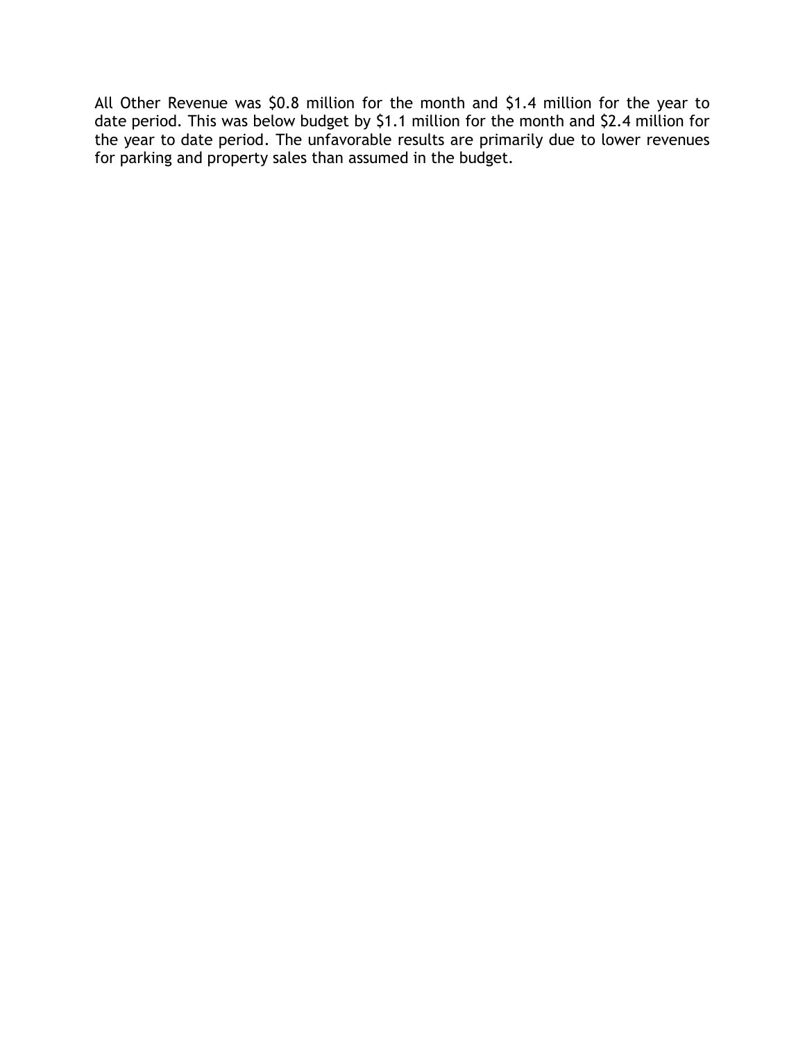All Other Revenue was $0.8 million for the month and $1.4 million for the year to date period. This was below budget by $1.1 million for the month and $2.4 million for the year to date period. The unfavorable results are primarily due to lower revenues for parking and property sales than assumed in the budget.